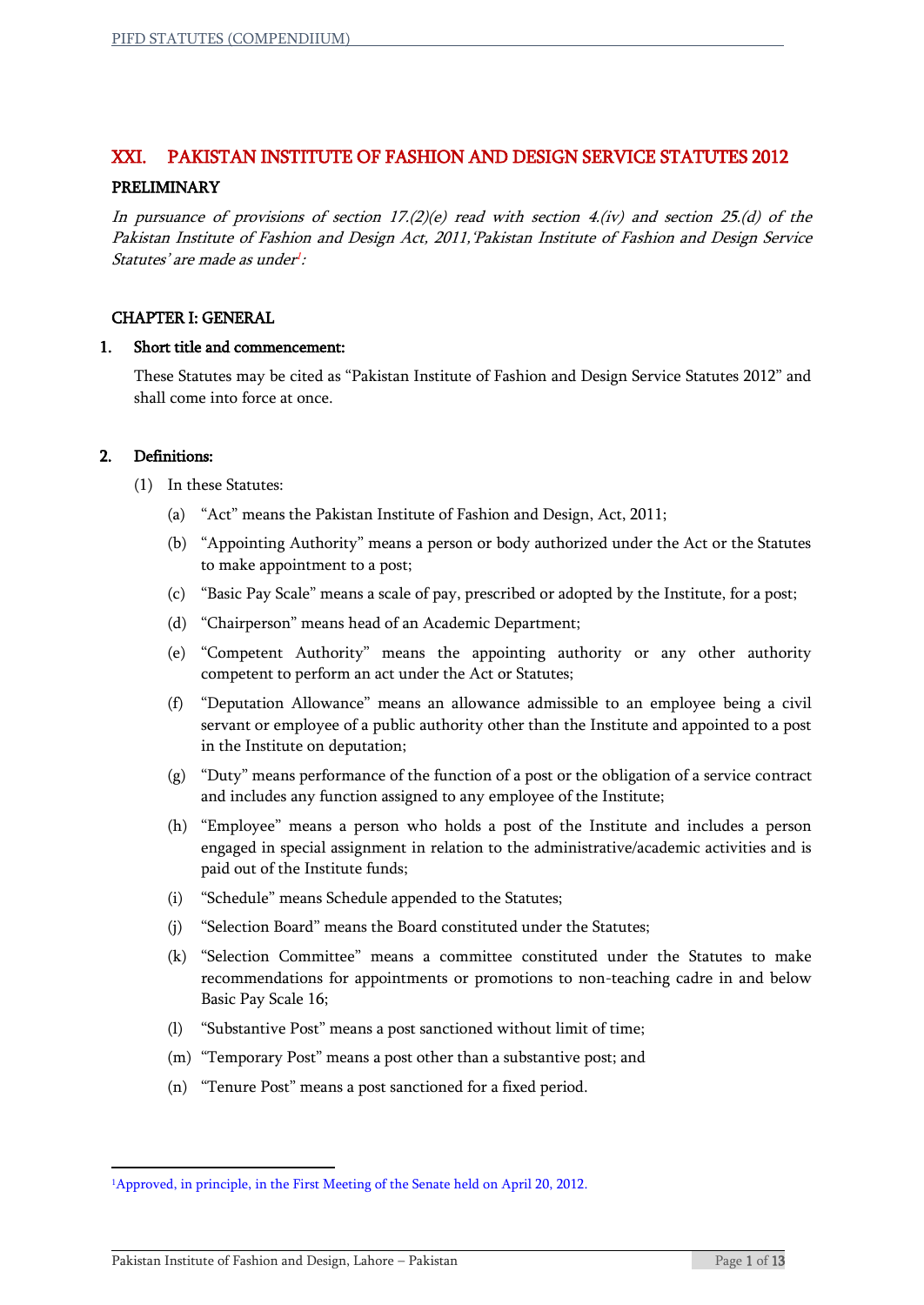# XXI. PAKISTAN INSTITUTE OF FASHION AND DESIGN SERVICE STATUTES 2012

## PRELIMINARY

*In pursuance of provisions of section 17.(2)(e) read with section 4.(iv) and section 25.(d) of the Pakistan Institute of Fashion and Design Act, 2011,'Pakistan Institute of Fashion and Design Service Statutes' are made as under[1]:*

## CHAPTER I: GENERAL

### 1. Short title and commencement:

These Statutes may be cited as "Pakistan Institute of Fashion and Design Service Statutes 2012" and shall come into force at once.

### 2. Definitions:

(1) In these Statutes:

(a) "Act" means the Pakistan Institute of Fashion and Design, Act, 2011;

(b) "Appointing Authority" means a person or body authorized under the Act or the Statutes to make appointment to a post;

(c) "Basic Pay Scale" means a scale of pay, prescribed or adopted by the Institute, for a post;

(d) "Chairperson" means head of an Academic Department;

(e) "Competent Authority" means the appointing authority or any other authority competent to perform an act under the Act or Statutes;

(f) "Deputation Allowance" means an allowance admissible to an employee being a civil servant or employee of a public authority other than the Institute and appointed to a post in the Institute on deputation;

(g) "Duty" means performance of the function of a post or the obligation of a service contract and includes any function assigned to any employee of the Institute;

(h) "Employee" means a person who holds a post of the Institute and includes a person engaged in special assignment in relation to the administrative/academic activities and is paid out of the Institute funds;

(i) "Schedule" means Schedule appended to the Statutes;

(j) "Selection Board" means the Board constituted under the Statutes;

(k) "Selection Committee" means a committee constituted under the Statutes to make recommendations for appointments or promotions to non-teaching cadre in and below Basic Pay Scale 16;

(l) "Substantive Post" means a post sanctioned without limit of time;

(m) "Temporary Post" means a post other than a substantive post; and

(n) "Tenure Post" means a post sanctioned for a fixed period.

---

[1]Approved, in principle, in the First Meeting of the Senate held on April 20, 2012.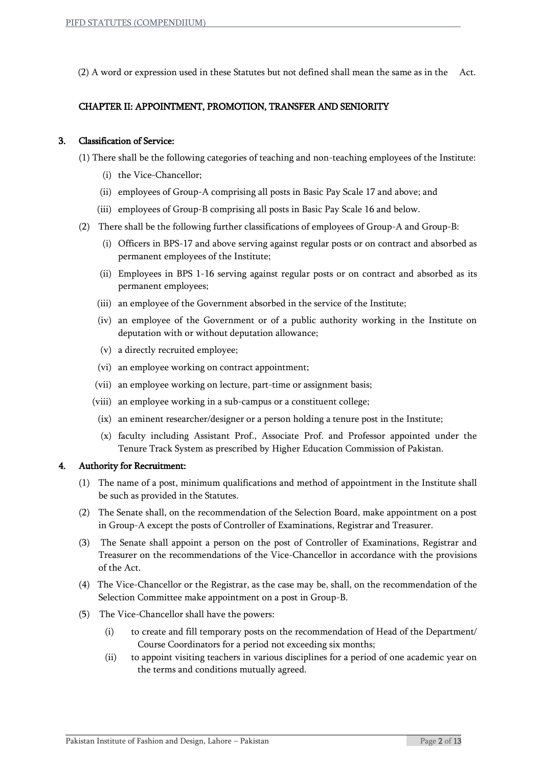(2) A word or expression used in these Statutes but not defined shall mean the same as in the Act.

## CHAPTER II: APPOINTMENT, PROMOTION, TRANSFER AND SENIORITY

### 3. Classification of Service:

(1) There shall be the following categories of teaching and non-teaching employees of the Institute:

- (i) the Vice-Chancellor;
- (ii) employees of Group-A comprising all posts in Basic Pay Scale 17 and above; and
- (iii) employees of Group-B comprising all posts in Basic Pay Scale 16 and below.

(2) There shall be the following further classifications of employees of Group-A and Group-B:

- (i) Officers in BPS-17 and above serving against regular posts or on contract and absorbed as permanent employees of the Institute;
- (ii) Employees in BPS 1-16 serving against regular posts or on contract and absorbed as its permanent employees;
- (iii) an employee of the Government absorbed in the service of the Institute;
- (iv) an employee of the Government or of a public authority working in the Institute on deputation with or without deputation allowance;
- (v) a directly recruited employee;
- (vi) an employee working on contract appointment;
- (vii) an employee working on lecture, part-time or assignment basis;
- (viii) an employee working in a sub-campus or a constituent college;
- (ix) an eminent researcher/designer or a person holding a tenure post in the Institute;
- (x) faculty including Assistant Prof., Associate Prof. and Professor appointed under the Tenure Track System as prescribed by Higher Education Commission of Pakistan.

### 4. Authority for Recruitment:

(1) The name of a post, minimum qualifications and method of appointment in the Institute shall be such as provided in the Statutes.

(2) The Senate shall, on the recommendation of the Selection Board, make appointment on a post in Group-A except the posts of Controller of Examinations, Registrar and Treasurer.

(3) The Senate shall appoint a person on the post of Controller of Examinations, Registrar and Treasurer on the recommendations of the Vice-Chancellor in accordance with the provisions of the Act.

(4) The Vice-Chancellor or the Registrar, as the case may be, shall, on the recommendation of the Selection Committee make appointment on a post in Group-B.

(5) The Vice-Chancellor shall have the powers:

- (i) to create and fill temporary posts on the recommendation of Head of the Department/ Course Coordinators for a period not exceeding six months;
- (ii) to appoint visiting teachers in various disciplines for a period of one academic year on the terms and conditions mutually agreed.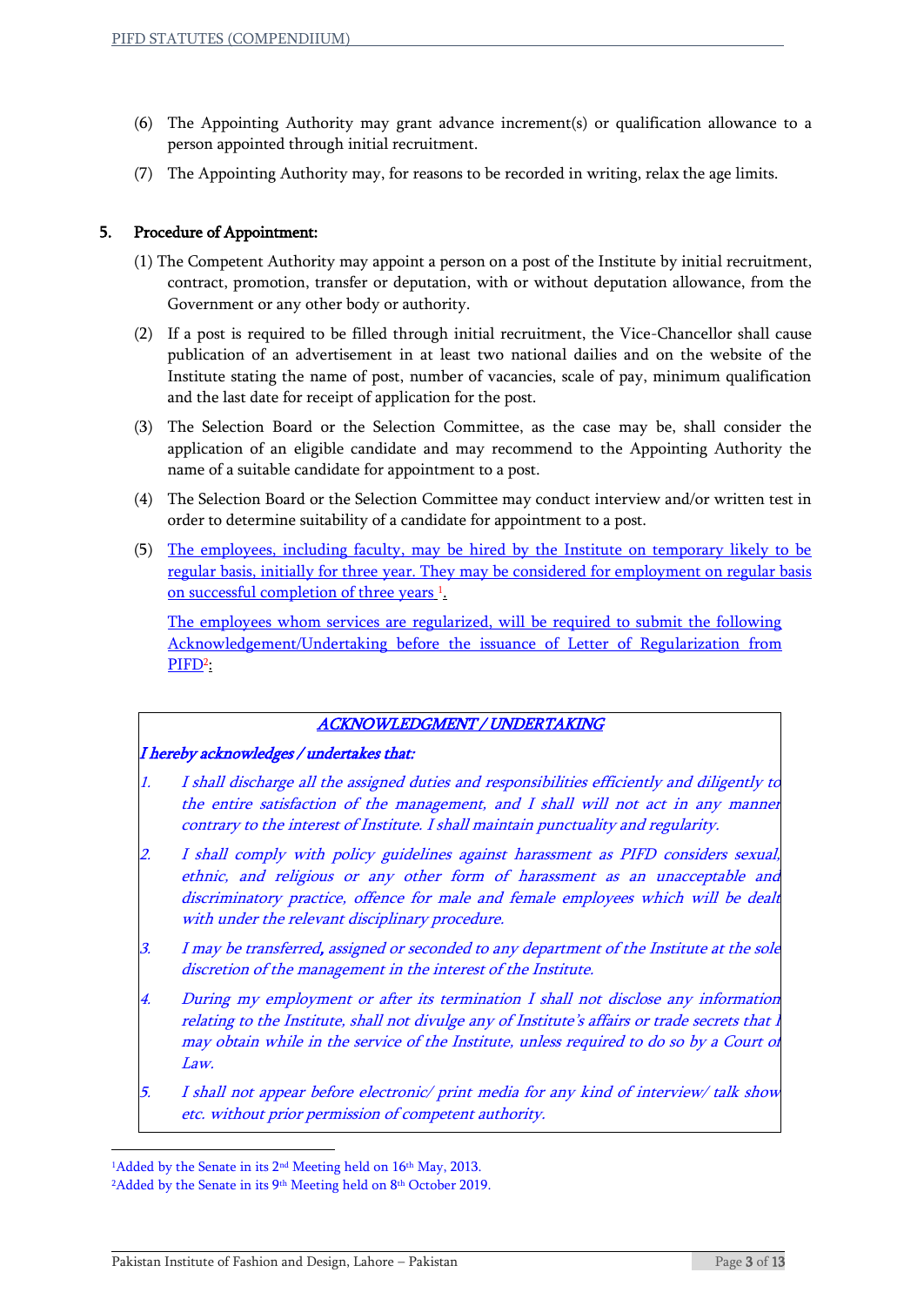(6) The Appointing Authority may grant advance increment(s) or qualification allowance to a person appointed through initial recruitment.

(7) The Appointing Authority may, for reasons to be recorded in writing, relax the age limits.

## 5. Procedure of Appointment:

(1) The Competent Authority may appoint a person on a post of the Institute by initial recruitment, contract, promotion, transfer or deputation, with or without deputation allowance, from the Government or any other body or authority.

(2) If a post is required to be filled through initial recruitment, the Vice-Chancellor shall cause publication of an advertisement in at least two national dailies and on the website of the Institute stating the name of post, number of vacancies, scale of pay, minimum qualification and the last date for receipt of application for the post.

(3) The Selection Board or the Selection Committee, as the case may be, shall consider the application of an eligible candidate and may recommend to the Appointing Authority the name of a suitable candidate for appointment to a post.

(4) The Selection Board or the Selection Committee may conduct interview and/or written test in order to determine suitability of a candidate for appointment to a post.

(5) The employees, including faculty, may be hired by the Institute on temporary likely to be regular basis, initially for three year. They may be considered for employment on regular basis on successful completion of three years [1].

The employees whom services are regularized, will be required to submit the following Acknowledgement/Undertaking before the issuance of Letter of Regularization from PIFD[2]:

| *ACKNOWLEDGMENT / UNDERTAKING* |
|---|
| ***I hereby acknowledges / undertakes that:*** <br> 1. *I shall discharge all the assigned duties and responsibilities efficiently and diligently to the entire satisfaction of the management, and I shall will not act in any manner contrary to the interest of Institute. I shall maintain punctuality and regularity.* <br> 2. *I shall comply with policy guidelines against harassment as PIFD considers sexual, ethnic, and religious or any other form of harassment as an unacceptable and discriminatory practice, offence for male and female employees which will be dealt with under the relevant disciplinary procedure.* <br> 3. *I may be transferred, assigned or seconded to any department of the Institute at the sole discretion of the management in the interest of the Institute.* <br> 4. *During my employment or after its termination I shall not disclose any information relating to the Institute, shall not divulge any of Institute's affairs or trade secrets that I may obtain while in the service of the Institute, unless required to do so by a Court of Law.* <br> 5. *I shall not appear before electronic/ print media for any kind of interview/ talk show etc. without prior permission of competent authority.* |

[1]Added by the Senate in its 2nd Meeting held on 16th May, 2013.

[2]Added by the Senate in its 9th Meeting held on 8th October 2019.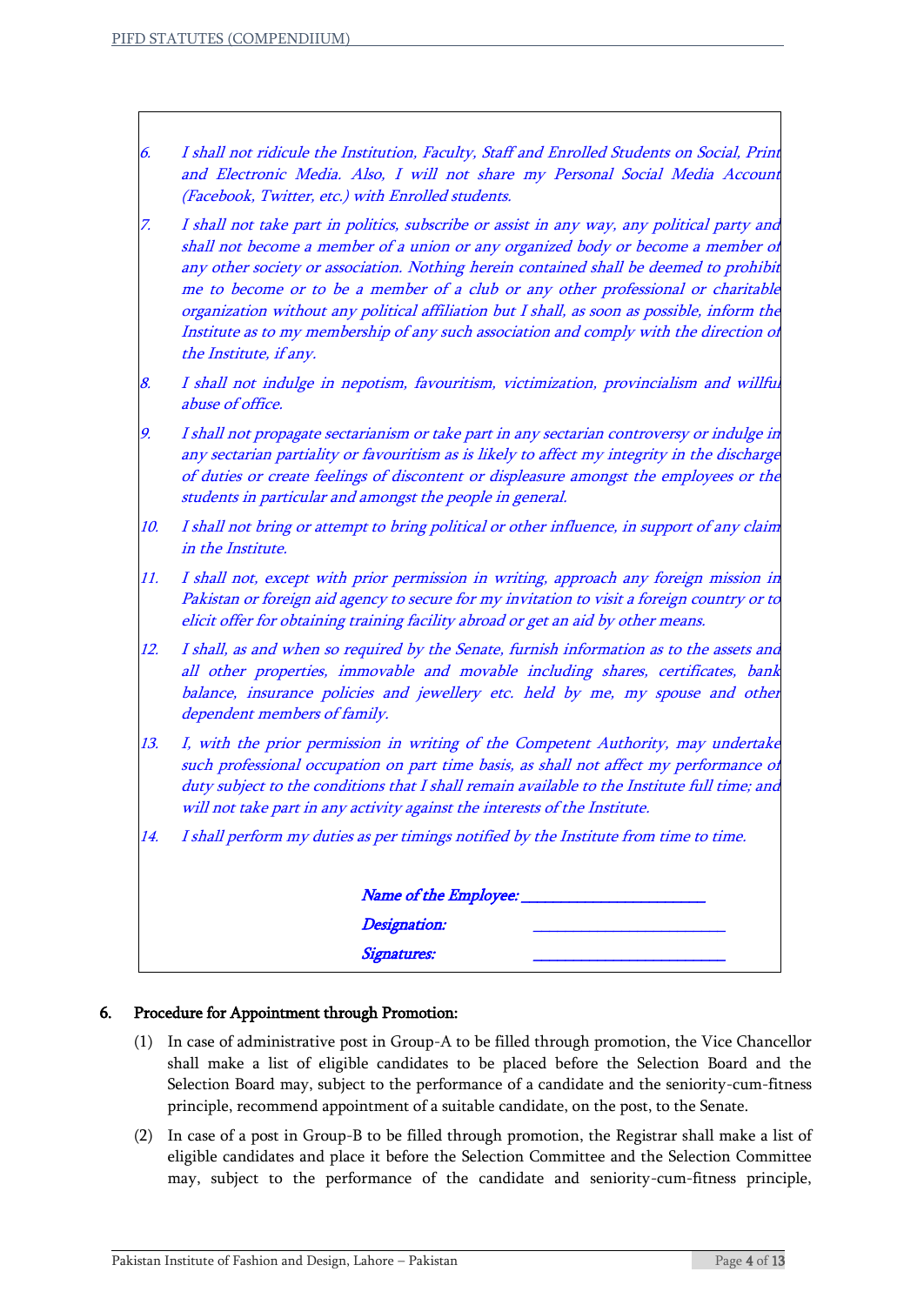*6. I shall not ridicule the Institution, Faculty, Staff and Enrolled Students on Social, Print and Electronic Media. Also, I will not share my Personal Social Media Account (Facebook, Twitter, etc.) with Enrolled students.*

*7. I shall not take part in politics, subscribe or assist in any way, any political party and shall not become a member of a union or any organized body or become a member of any other society or association. Nothing herein contained shall be deemed to prohibit me to become or to be a member of a club or any other professional or charitable organization without any political affiliation but I shall, as soon as possible, inform the Institute as to my membership of any such association and comply with the direction of the Institute, if any.*

*8. I shall not indulge in nepotism, favouritism, victimization, provincialism and willful abuse of office.*

*9. I shall not propagate sectarianism or take part in any sectarian controversy or indulge in any sectarian partiality or favouritism as is likely to affect my integrity in the discharge of duties or create feelings of discontent or displeasure amongst the employees or the students in particular and amongst the people in general.*

*10. I shall not bring or attempt to bring political or other influence, in support of any claim in the Institute.*

*11. I shall not, except with prior permission in writing, approach any foreign mission in Pakistan or foreign aid agency to secure for my invitation to visit a foreign country or to elicit offer for obtaining training facility abroad or get an aid by other means.*

*12. I shall, as and when so required by the Senate, furnish information as to the assets and all other properties, immovable and movable including shares, certificates, bank balance, insurance policies and jewellery etc. held by me, my spouse and other dependent members of family.*

*13. I, with the prior permission in writing of the Competent Authority, may undertake such professional occupation on part time basis, as shall not affect my performance of duty subject to the conditions that I shall remain available to the Institute full time; and will not take part in any activity against the interests of the Institute.*

*14. I shall perform my duties as per timings notified by the Institute from time to time.*

*Name of the Employee:* ______________________

*Designation:* ______________________

*Signatures:* ______________________

**6. Procedure for Appointment through Promotion:**

(1) In case of administrative post in Group-A to be filled through promotion, the Vice Chancellor shall make a list of eligible candidates to be placed before the Selection Board and the Selection Board may, subject to the performance of a candidate and the seniority-cum-fitness principle, recommend appointment of a suitable candidate, on the post, to the Senate.

(2) In case of a post in Group-B to be filled through promotion, the Registrar shall make a list of eligible candidates and place it before the Selection Committee and the Selection Committee may, subject to the performance of the candidate and seniority-cum-fitness principle,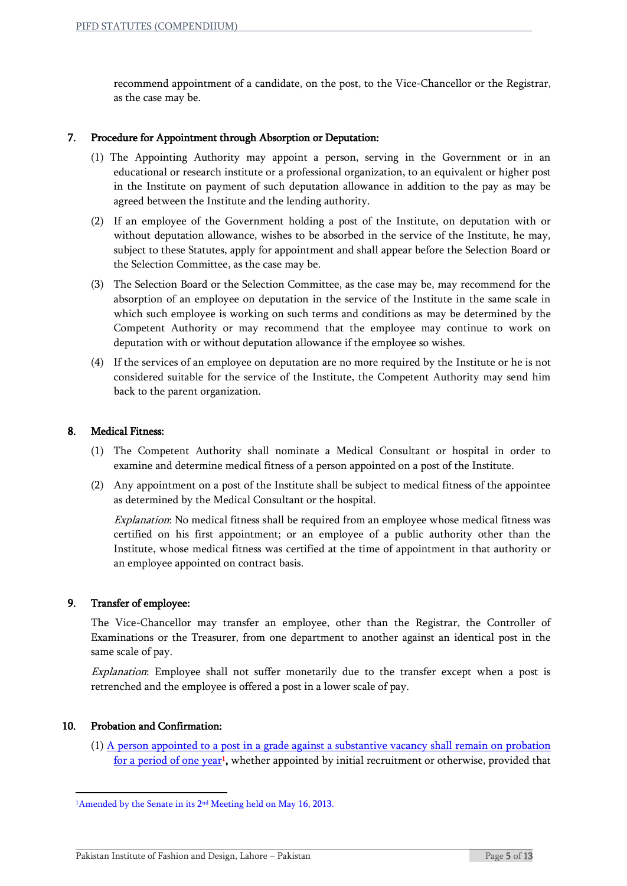recommend appointment of a candidate, on the post, to the Vice-Chancellor or the Registrar, as the case may be.

### 7. Procedure for Appointment through Absorption or Deputation:

(1) The Appointing Authority may appoint a person, serving in the Government or in an educational or research institute or a professional organization, to an equivalent or higher post in the Institute on payment of such deputation allowance in addition to the pay as may be agreed between the Institute and the lending authority.

(2) If an employee of the Government holding a post of the Institute, on deputation with or without deputation allowance, wishes to be absorbed in the service of the Institute, he may, subject to these Statutes, apply for appointment and shall appear before the Selection Board or the Selection Committee, as the case may be.

(3) The Selection Board or the Selection Committee, as the case may be, may recommend for the absorption of an employee on deputation in the service of the Institute in the same scale in which such employee is working on such terms and conditions as may be determined by the Competent Authority or may recommend that the employee may continue to work on deputation with or without deputation allowance if the employee so wishes.

(4) If the services of an employee on deputation are no more required by the Institute or he is not considered suitable for the service of the Institute, the Competent Authority may send him back to the parent organization.

### 8. Medical Fitness:

(1) The Competent Authority shall nominate a Medical Consultant or hospital in order to examine and determine medical fitness of a person appointed on a post of the Institute.

(2) Any appointment on a post of the Institute shall be subject to medical fitness of the appointee as determined by the Medical Consultant or the hospital.

*Explanation*: No medical fitness shall be required from an employee whose medical fitness was certified on his first appointment; or an employee of a public authority other than the Institute, whose medical fitness was certified at the time of appointment in that authority or an employee appointed on contract basis.

### 9. Transfer of employee:

The Vice-Chancellor may transfer an employee, other than the Registrar, the Controller of Examinations or the Treasurer, from one department to another against an identical post in the same scale of pay.

*Explanation*: Employee shall not suffer monetarily due to the transfer except when a post is retrenched and the employee is offered a post in a lower scale of pay.

### 10. Probation and Confirmation:

(1) A person appointed to a post in a grade against a substantive vacancy shall remain on probation for a period of one year[1]**,** whether appointed by initial recruitment or otherwise, provided that

---

[1] Amended by the Senate in its 2nd Meeting held on May 16, 2013.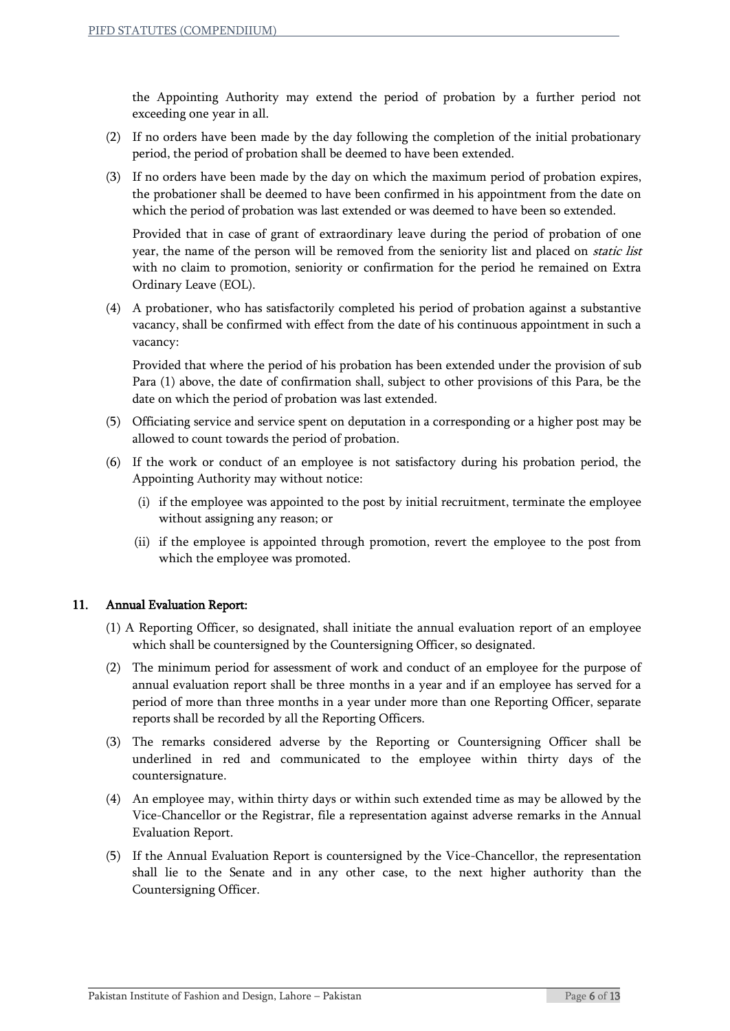the Appointing Authority may extend the period of probation by a further period not exceeding one year in all.

(2) If no orders have been made by the day following the completion of the initial probationary period, the period of probation shall be deemed to have been extended.

(3) If no orders have been made by the day on which the maximum period of probation expires, the probationer shall be deemed to have been confirmed in his appointment from the date on which the period of probation was last extended or was deemed to have been so extended.

Provided that in case of grant of extraordinary leave during the period of probation of one year, the name of the person will be removed from the seniority list and placed on *static list* with no claim to promotion, seniority or confirmation for the period he remained on Extra Ordinary Leave (EOL).

(4) A probationer, who has satisfactorily completed his period of probation against a substantive vacancy, shall be confirmed with effect from the date of his continuous appointment in such a vacancy:

Provided that where the period of his probation has been extended under the provision of sub Para (1) above, the date of confirmation shall, subject to other provisions of this Para, be the date on which the period of probation was last extended.

(5) Officiating service and service spent on deputation in a corresponding or a higher post may be allowed to count towards the period of probation.

(6) If the work or conduct of an employee is not satisfactory during his probation period, the Appointing Authority may without notice:

   (i) if the employee was appointed to the post by initial recruitment, terminate the employee without assigning any reason; or

   (ii) if the employee is appointed through promotion, revert the employee to the post from which the employee was promoted.

## 11. Annual Evaluation Report:

(1) A Reporting Officer, so designated, shall initiate the annual evaluation report of an employee which shall be countersigned by the Countersigning Officer, so designated.

(2) The minimum period for assessment of work and conduct of an employee for the purpose of annual evaluation report shall be three months in a year and if an employee has served for a period of more than three months in a year under more than one Reporting Officer, separate reports shall be recorded by all the Reporting Officers.

(3) The remarks considered adverse by the Reporting or Countersigning Officer shall be underlined in red and communicated to the employee within thirty days of the countersignature.

(4) An employee may, within thirty days or within such extended time as may be allowed by the Vice-Chancellor or the Registrar, file a representation against adverse remarks in the Annual Evaluation Report.

(5) If the Annual Evaluation Report is countersigned by the Vice-Chancellor, the representation shall lie to the Senate and in any other case, to the next higher authority than the Countersigning Officer.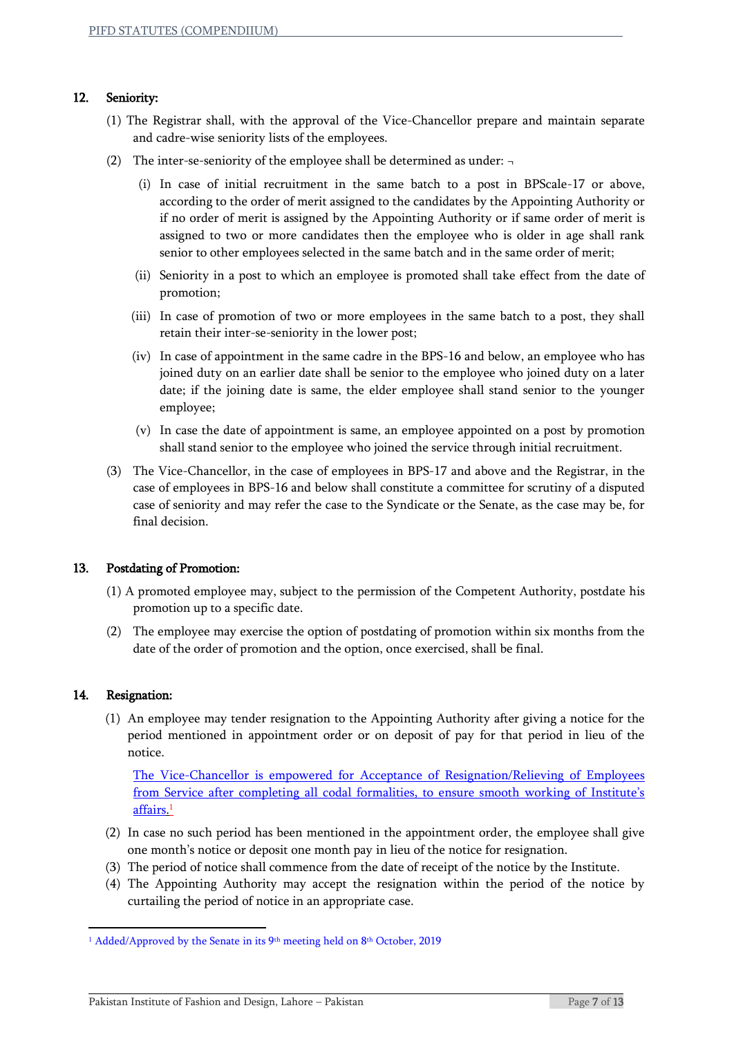## 12. Seniority:

(1) The Registrar shall, with the approval of the Vice-Chancellor prepare and maintain separate and cadre-wise seniority lists of the employees.

(2) The inter-se-seniority of the employee shall be determined as under: ¬

(i) In case of initial recruitment in the same batch to a post in BPScale-17 or above, according to the order of merit assigned to the candidates by the Appointing Authority or if no order of merit is assigned by the Appointing Authority or if same order of merit is assigned to two or more candidates then the employee who is older in age shall rank senior to other employees selected in the same batch and in the same order of merit;

(ii) Seniority in a post to which an employee is promoted shall take effect from the date of promotion;

(iii) In case of promotion of two or more employees in the same batch to a post, they shall retain their inter-se-seniority in the lower post;

(iv) In case of appointment in the same cadre in the BPS-16 and below, an employee who has joined duty on an earlier date shall be senior to the employee who joined duty on a later date; if the joining date is same, the elder employee shall stand senior to the younger employee;

(v) In case the date of appointment is same, an employee appointed on a post by promotion shall stand senior to the employee who joined the service through initial recruitment.

(3) The Vice-Chancellor, in the case of employees in BPS-17 and above and the Registrar, in the case of employees in BPS-16 and below shall constitute a committee for scrutiny of a disputed case of seniority and may refer the case to the Syndicate or the Senate, as the case may be, for final decision.

## 13. Postdating of Promotion:

(1) A promoted employee may, subject to the permission of the Competent Authority, postdate his promotion up to a specific date.

(2) The employee may exercise the option of postdating of promotion within six months from the date of the order of promotion and the option, once exercised, shall be final.

## 14. Resignation:

(1) An employee may tender resignation to the Appointing Authority after giving a notice for the period mentioned in appointment order or on deposit of pay for that period in lieu of the notice.

The Vice-Chancellor is empowered for Acceptance of Resignation/Relieving of Employees from Service after completing all codal formalities, to ensure smooth working of Institute's affairs.[1]

(2) In case no such period has been mentioned in the appointment order, the employee shall give one month's notice or deposit one month pay in lieu of the notice for resignation.

(3) The period of notice shall commence from the date of receipt of the notice by the Institute.

(4) The Appointing Authority may accept the resignation within the period of the notice by curtailing the period of notice in an appropriate case.

---

[1] Added/Approved by the Senate in its 9th meeting held on 8th October, 2019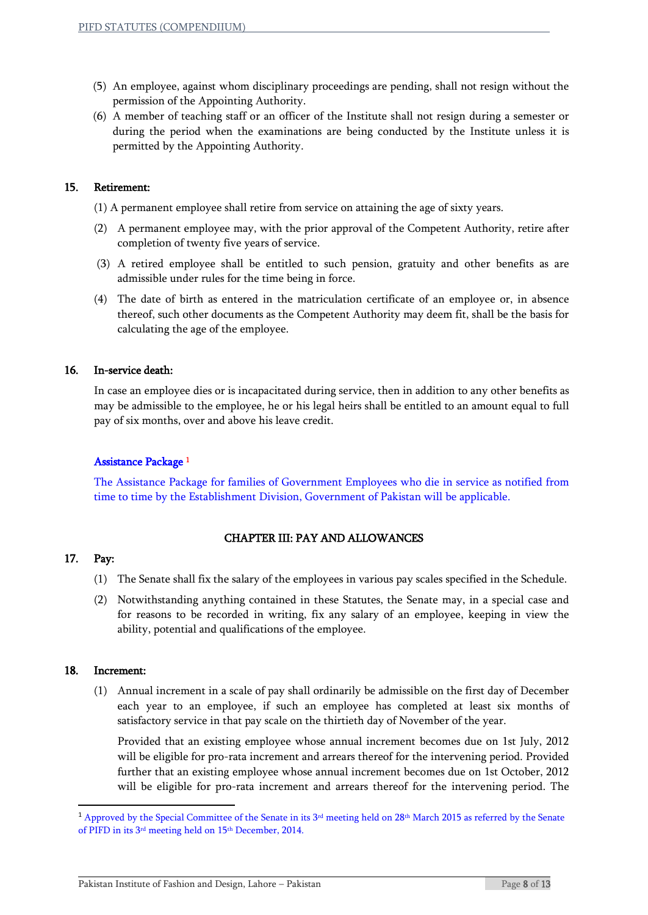(5) An employee, against whom disciplinary proceedings are pending, shall not resign without the permission of the Appointing Authority.

(6) A member of teaching staff or an officer of the Institute shall not resign during a semester or during the period when the examinations are being conducted by the Institute unless it is permitted by the Appointing Authority.

### 15. Retirement:

(1) A permanent employee shall retire from service on attaining the age of sixty years.

(2) A permanent employee may, with the prior approval of the Competent Authority, retire after completion of twenty five years of service.

(3) A retired employee shall be entitled to such pension, gratuity and other benefits as are admissible under rules for the time being in force.

(4) The date of birth as entered in the matriculation certificate of an employee or, in absence thereof, such other documents as the Competent Authority may deem fit, shall be the basis for calculating the age of the employee.

### 16. In-service death:

In case an employee dies or is incapacitated during service, then in addition to any other benefits as may be admissible to the employee, he or his legal heirs shall be entitled to an amount equal to full pay of six months, over and above his leave credit.

**Assistance Package** [1]

The Assistance Package for families of Government Employees who die in service as notified from time to time by the Establishment Division, Government of Pakistan will be applicable.

## CHAPTER III: PAY AND ALLOWANCES

### 17. Pay:

(1) The Senate shall fix the salary of the employees in various pay scales specified in the Schedule.

(2) Notwithstanding anything contained in these Statutes, the Senate may, in a special case and for reasons to be recorded in writing, fix any salary of an employee, keeping in view the ability, potential and qualifications of the employee.

### 18. Increment:

(1) Annual increment in a scale of pay shall ordinarily be admissible on the first day of December each year to an employee, if such an employee has completed at least six months of satisfactory service in that pay scale on the thirtieth day of November of the year.

Provided that an existing employee whose annual increment becomes due on 1st July, 2012 will be eligible for pro-rata increment and arrears thereof for the intervening period. Provided further that an existing employee whose annual increment becomes due on 1st October, 2012 will be eligible for pro-rata increment and arrears thereof for the intervening period. The

---

[1] Approved by the Special Committee of the Senate in its 3rd meeting held on 28th March 2015 as referred by the Senate of PIFD in its 3rd meeting held on 15th December, 2014.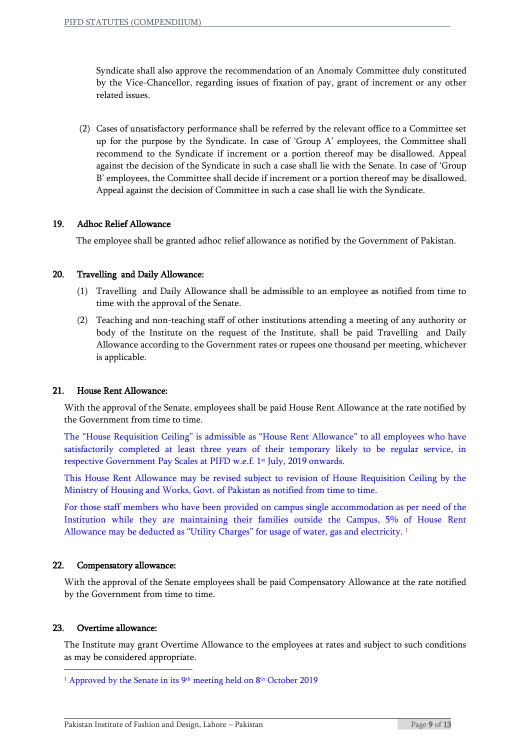Syndicate shall also approve the recommendation of an Anomaly Committee duly constituted by the Vice-Chancellor, regarding issues of fixation of pay, grant of increment or any other related issues.

(2) Cases of unsatisfactory performance shall be referred by the relevant office to a Committee set up for the purpose by the Syndicate. In case of 'Group A' employees, the Committee shall recommend to the Syndicate if increment or a portion thereof may be disallowed. Appeal against the decision of the Syndicate in such a case shall lie with the Senate. In case of 'Group B' employees, the Committee shall decide if increment or a portion thereof may be disallowed. Appeal against the decision of Committee in such a case shall lie with the Syndicate.

## 19. Adhoc Relief Allowance

The employee shall be granted adhoc relief allowance as notified by the Government of Pakistan.

## 20. Travelling and Daily Allowance:

(1) Travelling and Daily Allowance shall be admissible to an employee as notified from time to time with the approval of the Senate.

(2) Teaching and non-teaching staff of other institutions attending a meeting of any authority or body of the Institute on the request of the Institute, shall be paid Travelling and Daily Allowance according to the Government rates or rupees one thousand per meeting, whichever is applicable.

## 21. House Rent Allowance:

With the approval of the Senate, employees shall be paid House Rent Allowance at the rate notified by the Government from time to time.

The "House Requisition Ceiling" is admissible as "House Rent Allowance" to all employees who have satisfactorily completed at least three years of their temporary likely to be regular service, in respective Government Pay Scales at PIFD w.e.f. 1st July, 2019 onwards.

This House Rent Allowance may be revised subject to revision of House Requisition Ceiling by the Ministry of Housing and Works, Govt. of Pakistan as notified from time to time.

For those staff members who have been provided on campus single accommodation as per need of the Institution while they are maintaining their families outside the Campus, 5% of House Rent Allowance may be deducted as "Utility Charges" for usage of water, gas and electricity. [1]

## 22. Compensatory allowance:

With the approval of the Senate employees shall be paid Compensatory Allowance at the rate notified by the Government from time to time.

## 23. Overtime allowance:

The Institute may grant Overtime Allowance to the employees at rates and subject to such conditions as may be considered appropriate.

---

[1] Approved by the Senate in its 9th meeting held on 8th October 2019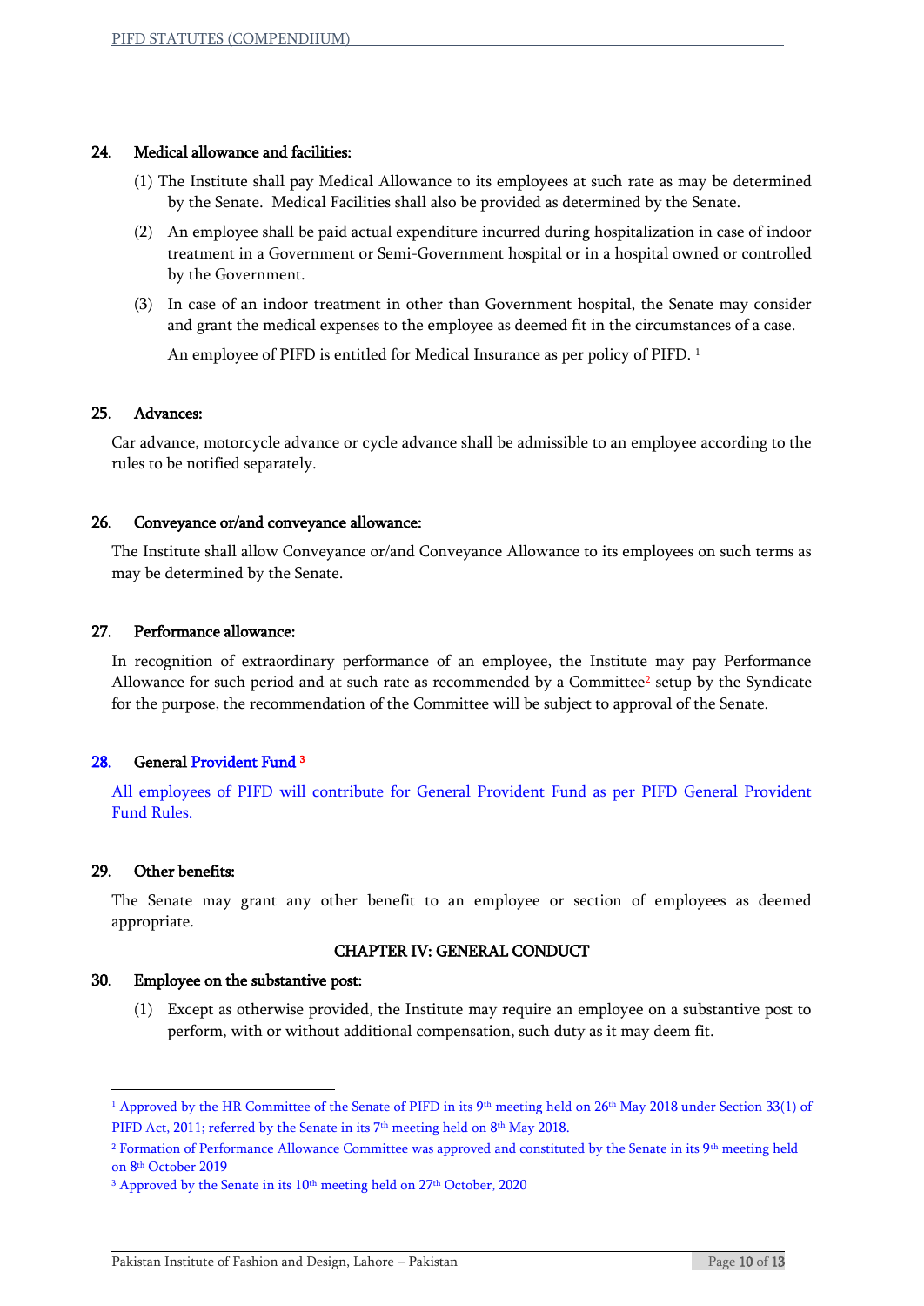### 24. Medical allowance and facilities:

(1) The Institute shall pay Medical Allowance to its employees at such rate as may be determined by the Senate. Medical Facilities shall also be provided as determined by the Senate.

(2) An employee shall be paid actual expenditure incurred during hospitalization in case of indoor treatment in a Government or Semi-Government hospital or in a hospital owned or controlled by the Government.

(3) In case of an indoor treatment in other than Government hospital, the Senate may consider and grant the medical expenses to the employee as deemed fit in the circumstances of a case.

An employee of PIFD is entitled for Medical Insurance as per policy of PIFD. [1]

### 25. Advances:

Car advance, motorcycle advance or cycle advance shall be admissible to an employee according to the rules to be notified separately.

### 26. Conveyance or/and conveyance allowance:

The Institute shall allow Conveyance or/and Conveyance Allowance to its employees on such terms as may be determined by the Senate.

### 27. Performance allowance:

In recognition of extraordinary performance of an employee, the Institute may pay Performance Allowance for such period and at such rate as recommended by a Committee[2] setup by the Syndicate for the purpose, the recommendation of the Committee will be subject to approval of the Senate.

### 28. General Provident Fund [3]

All employees of PIFD will contribute for General Provident Fund as per PIFD General Provident Fund Rules.

### 29. Other benefits:

The Senate may grant any other benefit to an employee or section of employees as deemed appropriate.

## CHAPTER IV: GENERAL CONDUCT

### 30. Employee on the substantive post:

(1) Except as otherwise provided, the Institute may require an employee on a substantive post to perform, with or without additional compensation, such duty as it may deem fit.

---

[1] Approved by the HR Committee of the Senate of PIFD in its 9th meeting held on 26th May 2018 under Section 33(1) of PIFD Act, 2011; referred by the Senate in its 7th meeting held on 8th May 2018.

[2] Formation of Performance Allowance Committee was approved and constituted by the Senate in its 9th meeting held on 8th October 2019

[3] Approved by the Senate in its 10th meeting held on 27th October, 2020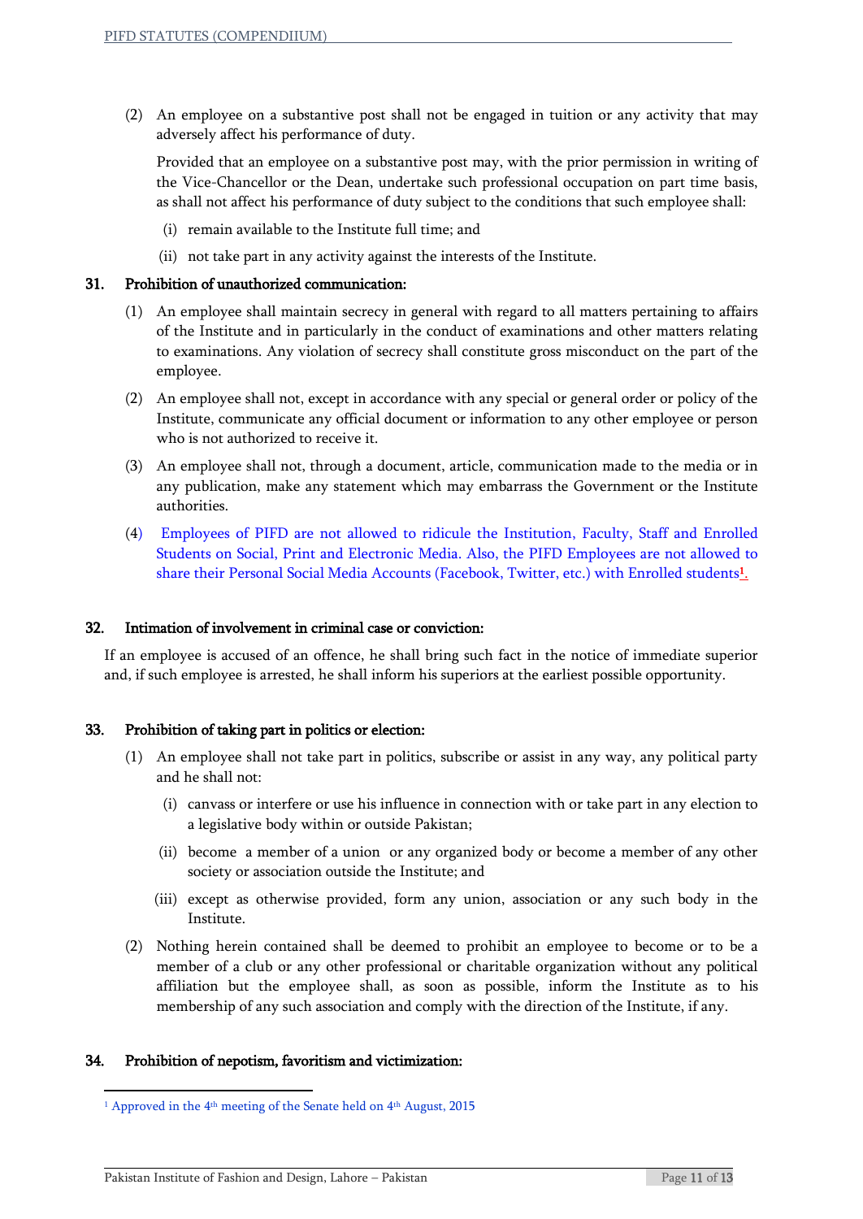(2) An employee on a substantive post shall not be engaged in tuition or any activity that may adversely affect his performance of duty.

Provided that an employee on a substantive post may, with the prior permission in writing of the Vice-Chancellor or the Dean, undertake such professional occupation on part time basis, as shall not affect his performance of duty subject to the conditions that such employee shall:

(i) remain available to the Institute full time; and

(ii) not take part in any activity against the interests of the Institute.

**31. Prohibition of unauthorized communication:**

(1) An employee shall maintain secrecy in general with regard to all matters pertaining to affairs of the Institute and in particularly in the conduct of examinations and other matters relating to examinations. Any violation of secrecy shall constitute gross misconduct on the part of the employee.

(2) An employee shall not, except in accordance with any special or general order or policy of the Institute, communicate any official document or information to any other employee or person who is not authorized to receive it.

(3) An employee shall not, through a document, article, communication made to the media or in any publication, make any statement which may embarrass the Government or the Institute authorities.

(4) Employees of PIFD are not allowed to ridicule the Institution, Faculty, Staff and Enrolled Students on Social, Print and Electronic Media. Also, the PIFD Employees are not allowed to share their Personal Social Media Accounts (Facebook, Twitter, etc.) with Enrolled students[1].

**32. Intimation of involvement in criminal case or conviction:**

If an employee is accused of an offence, he shall bring such fact in the notice of immediate superior and, if such employee is arrested, he shall inform his superiors at the earliest possible opportunity.

**33. Prohibition of taking part in politics or election:**

(1) An employee shall not take part in politics, subscribe or assist in any way, any political party and he shall not:

(i) canvass or interfere or use his influence in connection with or take part in any election to a legislative body within or outside Pakistan;

(ii) become a member of a union or any organized body or become a member of any other society or association outside the Institute; and

(iii) except as otherwise provided, form any union, association or any such body in the Institute.

(2) Nothing herein contained shall be deemed to prohibit an employee to become or to be a member of a club or any other professional or charitable organization without any political affiliation but the employee shall, as soon as possible, inform the Institute as to his membership of any such association and comply with the direction of the Institute, if any.

**34. Prohibition of nepotism, favoritism and victimization:**

---

[1] Approved in the 4th meeting of the Senate held on 4th August, 2015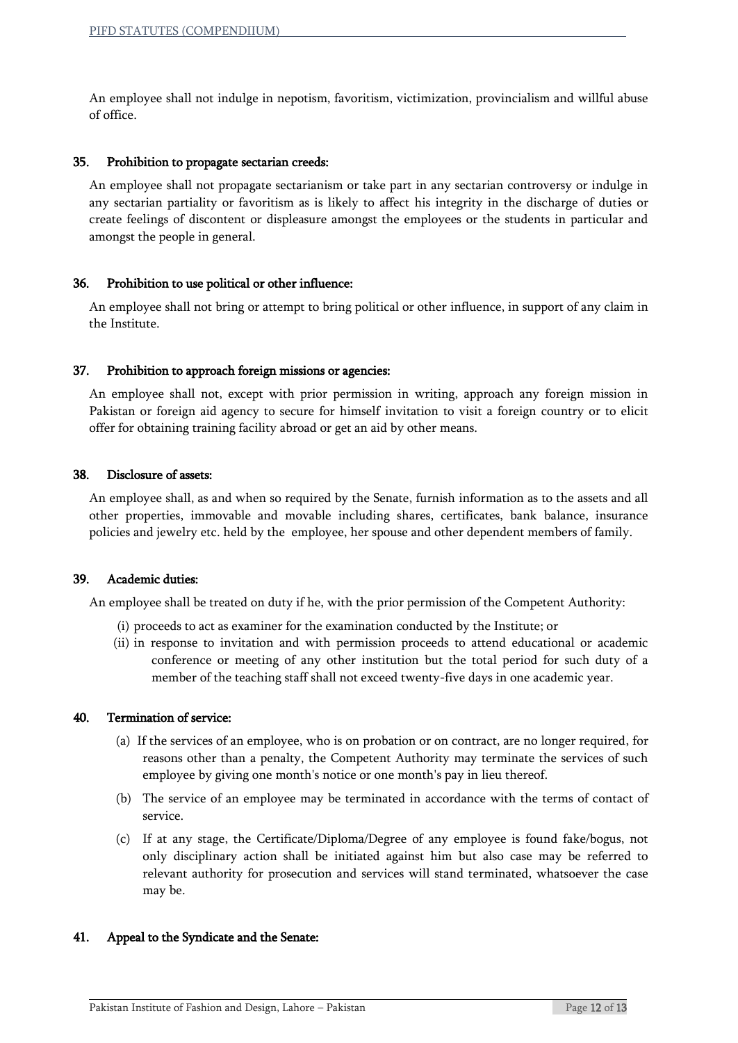An employee shall not indulge in nepotism, favoritism, victimization, provincialism and willful abuse of office.

### 35. Prohibition to propagate sectarian creeds:

An employee shall not propagate sectarianism or take part in any sectarian controversy or indulge in any sectarian partiality or favoritism as is likely to affect his integrity in the discharge of duties or create feelings of discontent or displeasure amongst the employees or the students in particular and amongst the people in general.

### 36. Prohibition to use political or other influence:

An employee shall not bring or attempt to bring political or other influence, in support of any claim in the Institute.

### 37. Prohibition to approach foreign missions or agencies:

An employee shall not, except with prior permission in writing, approach any foreign mission in Pakistan or foreign aid agency to secure for himself invitation to visit a foreign country or to elicit offer for obtaining training facility abroad or get an aid by other means.

### 38. Disclosure of assets:

An employee shall, as and when so required by the Senate, furnish information as to the assets and all other properties, immovable and movable including shares, certificates, bank balance, insurance policies and jewelry etc. held by the employee, her spouse and other dependent members of family.

### 39. Academic duties:

An employee shall be treated on duty if he, with the prior permission of the Competent Authority:

(i) proceeds to act as examiner for the examination conducted by the Institute; or

(ii) in response to invitation and with permission proceeds to attend educational or academic conference or meeting of any other institution but the total period for such duty of a member of the teaching staff shall not exceed twenty-five days in one academic year.

### 40. Termination of service:

(a) If the services of an employee, who is on probation or on contract, are no longer required, for reasons other than a penalty, the Competent Authority may terminate the services of such employee by giving one month's notice or one month's pay in lieu thereof.

(b) The service of an employee may be terminated in accordance with the terms of contact of service.

(c) If at any stage, the Certificate/Diploma/Degree of any employee is found fake/bogus, not only disciplinary action shall be initiated against him but also case may be referred to relevant authority for prosecution and services will stand terminated, whatsoever the case may be.

### 41. Appeal to the Syndicate and the Senate: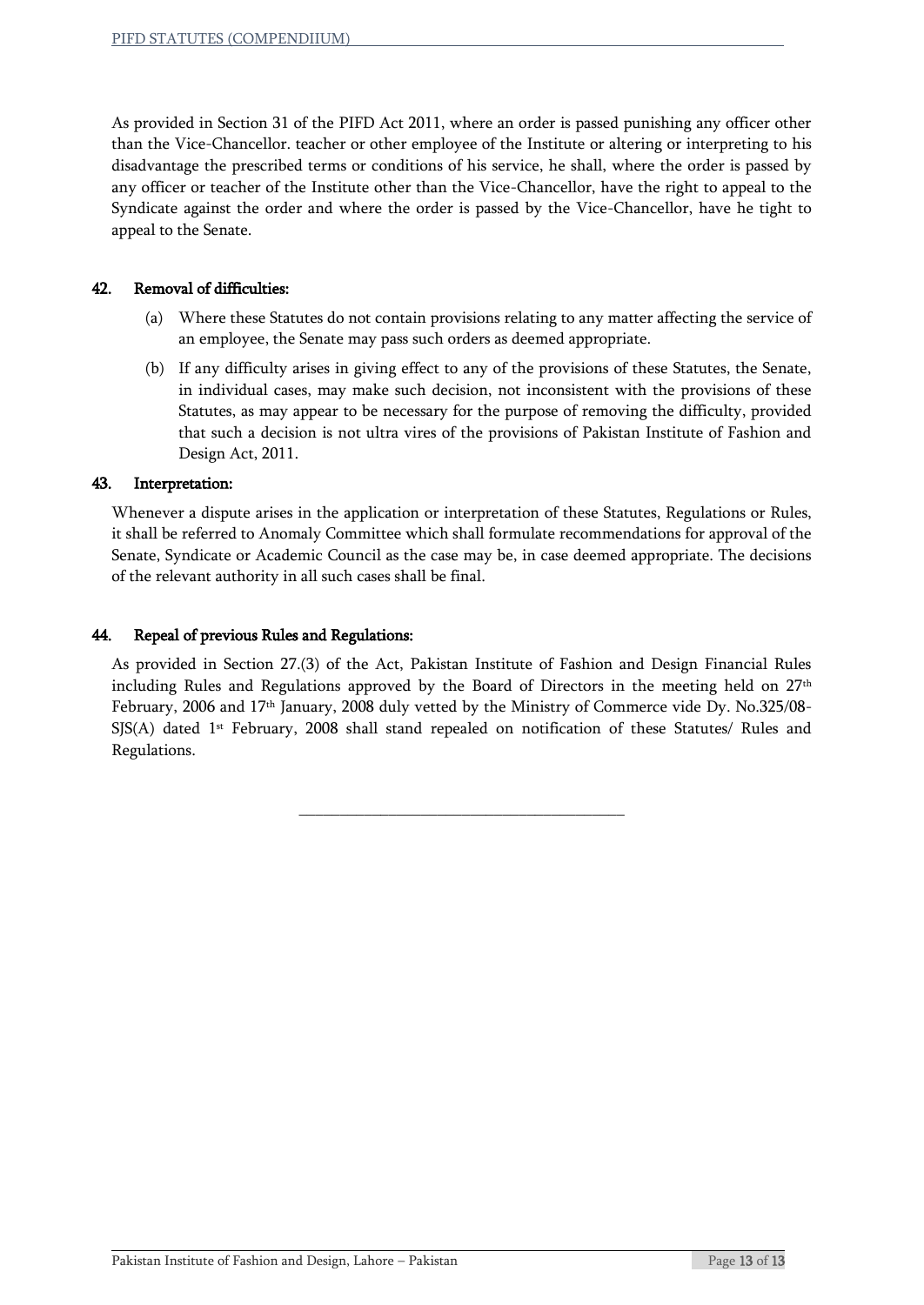As provided in Section 31 of the PIFD Act 2011, where an order is passed punishing any officer other than the Vice-Chancellor. teacher or other employee of the Institute or altering or interpreting to his disadvantage the prescribed terms or conditions of his service, he shall, where the order is passed by any officer or teacher of the Institute other than the Vice-Chancellor, have the right to appeal to the Syndicate against the order and where the order is passed by the Vice-Chancellor, have he tight to appeal to the Senate.

**42. Removal of difficulties:**

(a) Where these Statutes do not contain provisions relating to any matter affecting the service of an employee, the Senate may pass such orders as deemed appropriate.

(b) If any difficulty arises in giving effect to any of the provisions of these Statutes, the Senate, in individual cases, may make such decision, not inconsistent with the provisions of these Statutes, as may appear to be necessary for the purpose of removing the difficulty, provided that such a decision is not ultra vires of the provisions of Pakistan Institute of Fashion and Design Act, 2011.

**43. Interpretation:**

Whenever a dispute arises in the application or interpretation of these Statutes, Regulations or Rules, it shall be referred to Anomaly Committee which shall formulate recommendations for approval of the Senate, Syndicate or Academic Council as the case may be, in case deemed appropriate. The decisions of the relevant authority in all such cases shall be final.

**44. Repeal of previous Rules and Regulations:**

As provided in Section 27.(3) of the Act, Pakistan Institute of Fashion and Design Financial Rules including Rules and Regulations approved by the Board of Directors in the meeting held on 27th February, 2006 and 17th January, 2008 duly vetted by the Ministry of Commerce vide Dy. No.325/08-SJS(A) dated 1st February, 2008 shall stand repealed on notification of these Statutes/ Rules and Regulations.

---